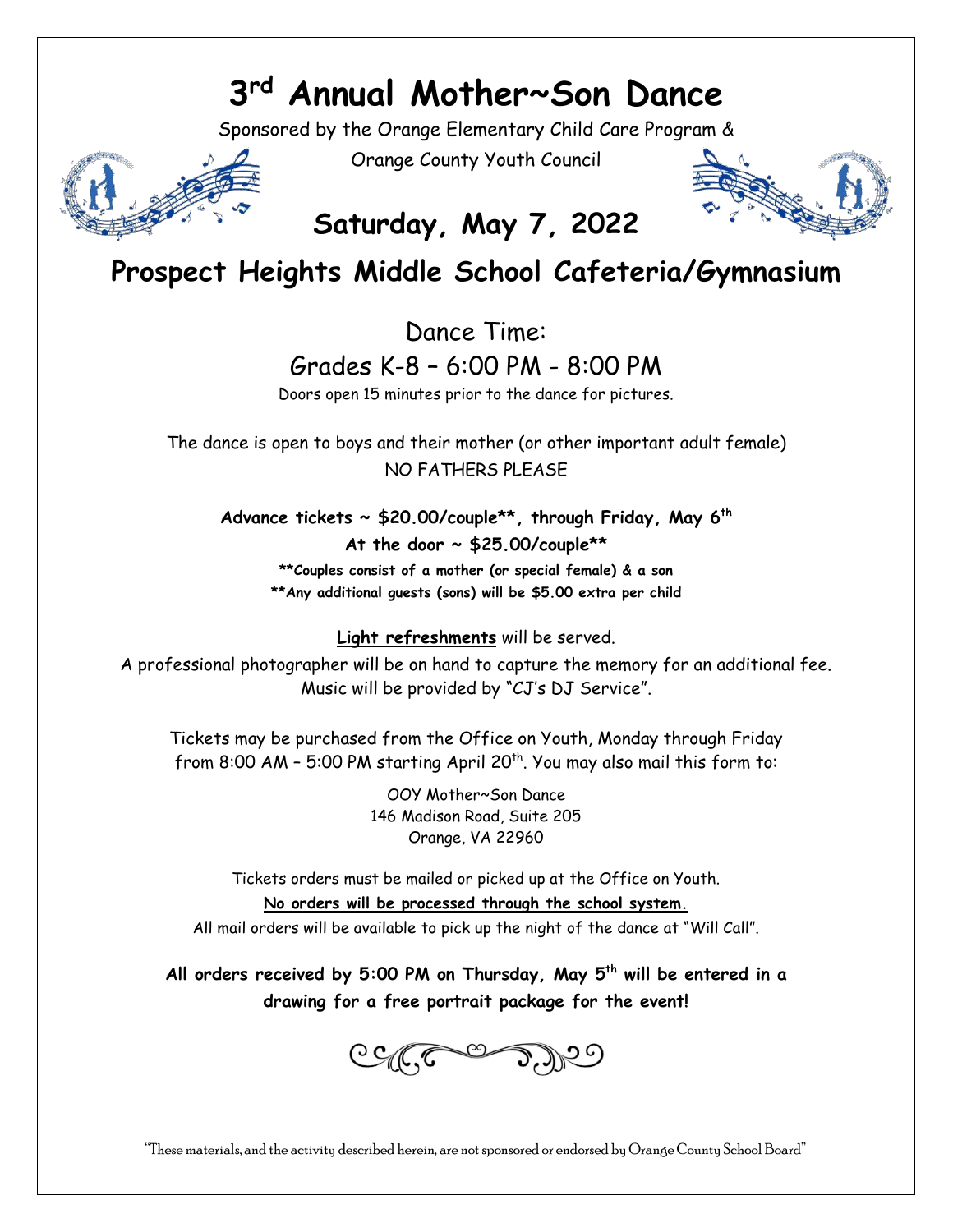# 3rd Annual Mother~Son Dance

Sponsored by the Orange Elementary Child Care Program &

Orange County Youth Council

## Saturday, May 7, 2022

## Prospect Heights Middle School Cafeteria/Gymnasium

Dance Time:

Grades K-8 – 6:00 PM - 8:00 PM

Doors open 15 minutes prior to the dance for pictures.

The dance is open to boys and their mother (or other important adult female)
NO FATHERS PLEASE

**Advance tickets ~ $20.00/couple**, through Friday, May 6th**

**At the door ~ $25.00/couple****

****Couples consist of a mother (or special female) & a son**

****Any additional guests (sons) will be $5.00 extra per child**

**Light refreshments** will be served.

A professional photographer will be on hand to capture the memory for an additional fee.
Music will be provided by "CJ's DJ Service".

Tickets may be purchased from the Office on Youth, Monday through Friday from 8:00 AM – 5:00 PM starting April 20th. You may also mail this form to:

OOY Mother~Son Dance
146 Madison Road, Suite 205
Orange, VA 22960

Tickets orders must be mailed or picked up at the Office on Youth.

**No orders will be processed through the school system.**

All mail orders will be available to pick up the night of the dance at "Will Call".

**All orders received by 5:00 PM on Thursday, May 5th will be entered in a drawing for a free portrait package for the event!**

"These materials, and the activity described herein, are not sponsored or endorsed by Orange County School Board"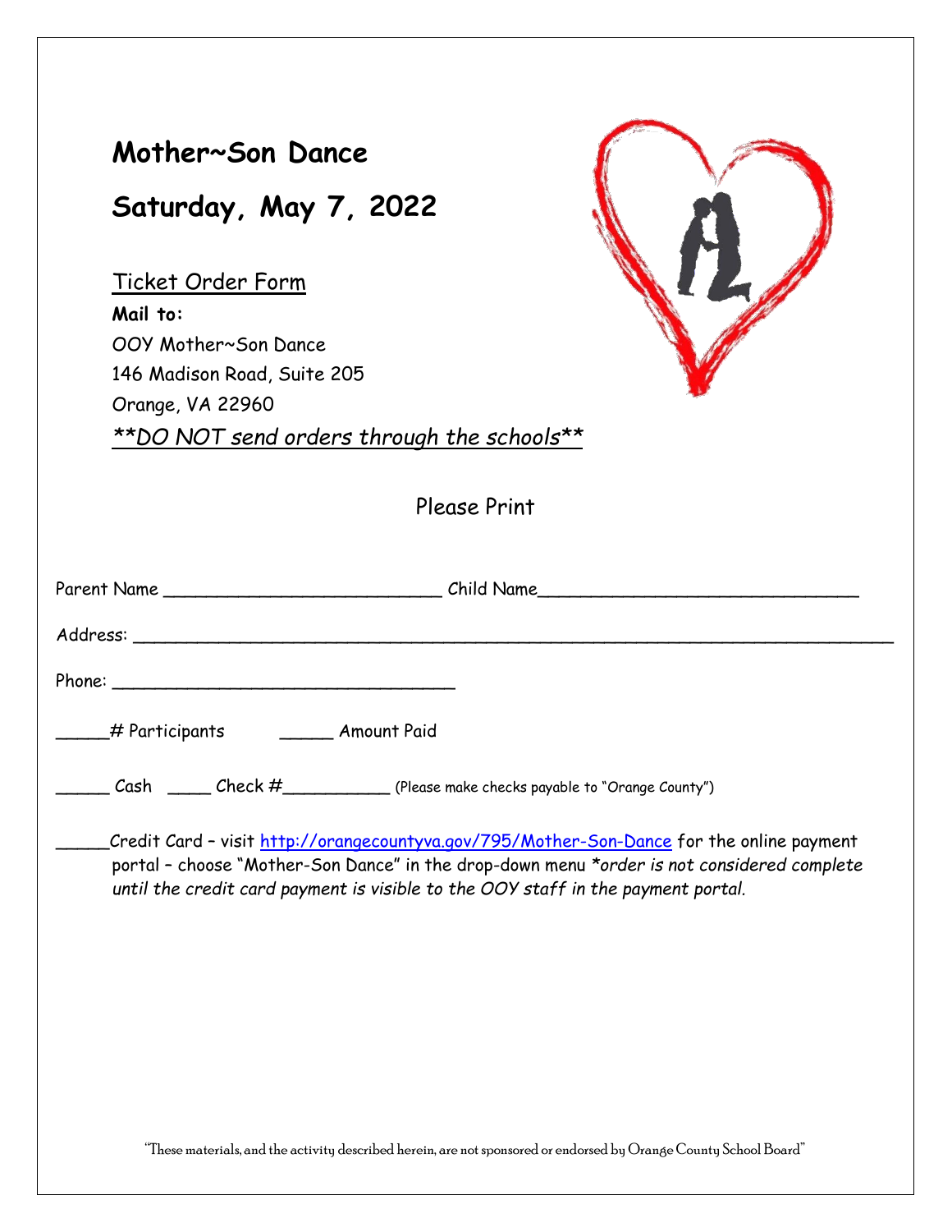# Mother~Son Dance

# Saturday, May 7, 2022

Ticket Order Form

**Mail to:**
OOY Mother~Son Dance
146 Madison Road, Suite 205
Orange, VA 22960

***\*\*DO NOT send orders through the schools\*\****

Please Print

Parent Name ___________________________ Child Name______________________________

Address: ___________________________________________________________________________

Phone: __________________________________

_____# Participants _____ Amount Paid

_____ Cash ____ Check #__________ (Please make checks payable to "Orange County")

_____Credit Card – visit http://orangecountyva.gov/795/Mother-Son-Dance for the online payment portal – choose "Mother-Son Dance" in the drop-down menu *\*order is not considered complete until the credit card payment is visible to the OOY staff in the payment portal.*

"These materials, and the activity described herein, are not sponsored or endorsed by Orange County School Board"